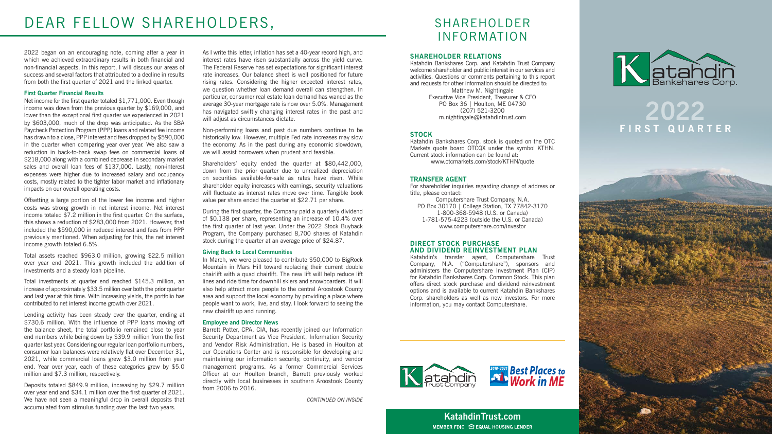# DEAR FELLOW SHAREHOLDERS,

2022 began on an encouraging note, coming after a year in which we achieved extraordinary results in both financial and non-financial aspects. In this report, I will discuss our areas of success and several factors that attributed to a decline in results from both the first quarter of 2021 and the linked quarter.

### First Quarter Financial Results

Net income for the first quarter totaled $1,771,000. Even though income was down from the previous quarter by $169,000, and lower than the exceptional first quarter we experienced in 2021 by $603,000, much of the drop was anticipated. As the SBA Paycheck Protection Program (PPP) loans and related fee income has drawn to a close, PPP interest and fees dropped by $590,000 in the quarter when comparing year over year. We also saw a reduction in back-to-back swap fees on commercial loans of $218,000 along with a combined decrease in secondary market sales and overall loan fees of $137,000. Lastly, non-interest expenses were higher due to increased salary and occupancy costs, mostly related to the tighter labor market and inflationary impacts on our overall operating costs.

Offsetting a large portion of the lower fee income and higher costs was strong growth in net interest income. Net interest income totaled $7.2 million in the first quarter. On the surface, this shows a reduction of $283,000 from 2021. However, that included the $590,000 in reduced interest and fees from PPP previously mentioned. When adjusting for this, the net interest income growth totaled 6.5%.

Total assets reached $963.0 million, growing $22.5 million over year end 2021. This growth included the addition of investments and a steady loan pipeline.

Total investments at quarter end reached $145.3 million, an increase of approximately $33.5 million over both the prior quarter and last year at this time. With increasing yields, the portfolio has contributed to net interest income growth over 2021.

Lending activity has been steady over the quarter, ending at $730.6 million. With the influence of PPP loans moving off the balance sheet, the total portfolio remained close to year end numbers while being down by $39.9 million from the first quarter last year. Considering our regular loan portfolio numbers, consumer loan balances were relatively flat over December 31, 2021, while commercial loans grew $3.0 million from year end. Year over year, each of these categories grew by $5.0 million and $7.3 million, respectively.

Deposits totaled $849.9 million, increasing by $29.7 million over year end and $34.1 million over the first quarter of 2021. We have not seen a meaningful drop in overall deposits that accumulated from stimulus funding over the last two years.

As I write this letter, inflation has set a 40-year record high, and interest rates have risen substantially across the yield curve. The Federal Reserve has set expectations for significant interest rate increases. Our balance sheet is well positioned for future rising rates. Considering the higher expected interest rates, we question whether loan demand overall can strengthen. In particular, consumer real estate loan demand has waned as the average 30-year mortgage rate is now over 5.0%. Management has navigated swiftly changing interest rates in the past and will adjust as circumstances dictate.

Non-performing loans and past due numbers continue to be historically low. However, multiple Fed rate increases may slow the economy. As in the past during any economic slowdown, we will assist borrowers when prudent and feasible.

Shareholders' equity ended the quarter at $80,442,000, down from the prior quarter due to unrealized depreciation on securities available-for-sale as rates have risen. While shareholder equity increases with earnings, security valuations will fluctuate as interest rates move over time. Tangible book value per share ended the quarter at $22.71 per share.

During the first quarter, the Company paid a quarterly dividend of $0.138 per share, representing an increase of 10.4% over the first quarter of last year. Under the 2022 Stock Buyback Program, the Company purchased 8,700 shares of Katahdin stock during the quarter at an average price of $24.87.

### Giving Back to Local Communities

In March, we were pleased to contribute $50,000 to BigRock Mountain in Mars Hill toward replacing their current double chairlift with a quad chairlift. The new lift will help reduce lift lines and ride time for downhill skiers and snowboarders. It will also help attract more people to the central Aroostook County area and support the local economy by providing a place where people want to work, live, and stay. I look forward to seeing the new chairlift up and running.

### Employee and Director News

Barrett Potter, CPA, CIA, has recently joined our Information Security Department as Vice President, Information Security and Vendor Risk Administration. He is based in Houlton at our Operations Center and is responsible for developing and maintaining our information security, continuity, and vendor management programs. As a former Commercial Services Officer at our Houlton branch, Barrett previously worked directly with local businesses in southern Aroostook County from 2006 to 2016.

*CONTINUED ON INSIDE*

# SHAREHOLDER INFORMATION

### SHAREHOLDER RELATIONS

Katahdin Bankshares Corp. and Katahdin Trust Company welcome shareholder and public interest in our services and activities. Questions or comments pertaining to this report and requests for other information should be directed to:

Matthew M. Nightingale
Executive Vice President, Treasurer & CFO
PO Box 36 | Houlton, ME 04730
(207) 521-3200
m.nightingale@katahdintrust.com

### STOCK

Katahdin Bankshares Corp. stock is quoted on the OTC Markets quote board OTCQX under the symbol KTHN. Current stock information can be found at:
www.otcmarkets.com/stock/KTHN/quote

### TRANSFER AGENT

For shareholder inquiries regarding change of address or title, please contact:

Computershare Trust Company, N.A.
PO Box 30170 | College Station, TX 77842-3170
1-800-368-5948 (U.S. or Canada)
1-781-575-4223 (outside the U.S. or Canada)
www.computershare.com/investor

### DIRECT STOCK PURCHASE AND DIVIDEND REINVESTMENT PLAN

Katahdin's transfer agent, Computershare Trust Company, N.A. ("Computershare"), sponsors and administers the Computershare Investment Plan (CIP) for Katahdin Bankshares Corp. Common Stock. This plan offers direct stock purchase and dividend reinvestment options and is available to current Katahdin Bankshares Corp. shareholders as well as new investors. For more information, you may contact Computershare.

Katahdin Trust Company

2018-2021 Best Places to Work in ME

**KatahdinTrust.com**
MEMBER FDIC EQUAL HOUSING LENDER

Katahdin Bankshares Corp.

# 2022 FIRST QUARTER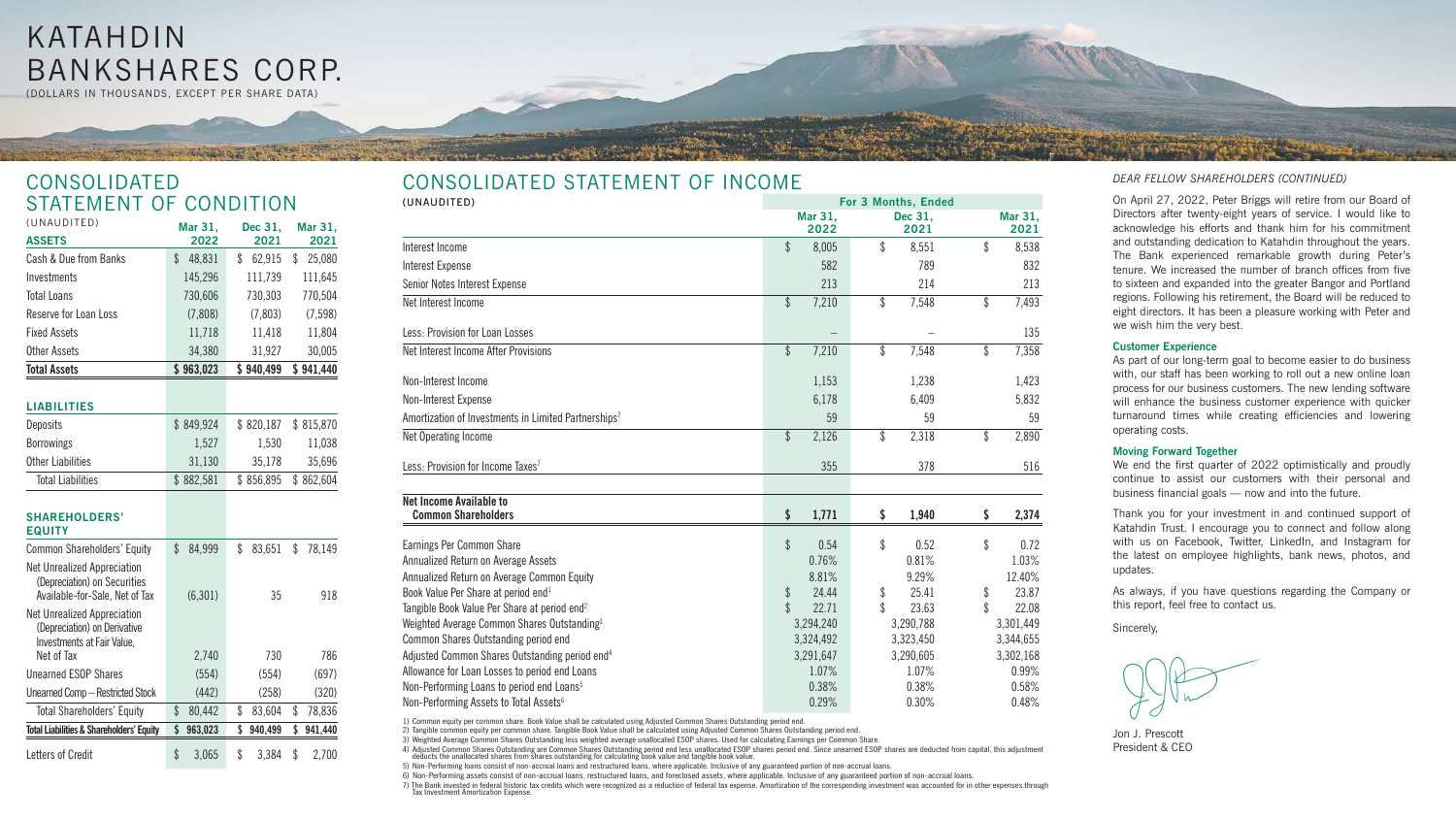# KATAHDIN BANKSHARES CORP.

(DOLLARS IN THOUSANDS, EXCEPT PER SHARE DATA)

## CONSOLIDATED STATEMENT OF CONDITION

(UNAUDITED)

| ASSETS | Mar 31, 2022 | Dec 31, 2021 | Mar 31, 2021 |
|---|---|---|---|
| Cash & Due from Banks | $ 48,831 | $ 62,915 | $ 25,080 |
| Investments | 145,296 | 111,739 | 111,645 |
| Total Loans | 730,606 | 730,303 | 770,504 |
| Reserve for Loan Loss | (7,808) | (7,803) | (7,598) |
| Fixed Assets | 11,718 | 11,418 | 11,804 |
| Other Assets | 34,380 | 31,927 | 30,005 |
| **Total Assets** | **$ 963,023** | **$ 940,499** | **$ 941,440** |
| **LIABILITIES** | | | |
| Deposits | $ 849,924 | $ 820,187 | $ 815,870 |
| Borrowings | 1,527 | 1,530 | 11,038 |
| Other Liabilities | 31,130 | 35,178 | 35,696 |
| Total Liabilities | $ 882,581 | $ 856,895 | $ 862,604 |
| **SHAREHOLDERS' EQUITY** | | | |
| Common Shareholders' Equity | $ 84,999 | $ 83,651 | $ 78,149 |
| Net Unrealized Appreciation (Depreciation) on Securities Available-for-Sale, Net of Tax | (6,301) | 35 | 918 |
| Net Unrealized Appreciation (Depreciation) on Derivative Investments at Fair Value, Net of Tax | 2,740 | 730 | 786 |
| Unearned ESOP Shares | (554) | (554) | (697) |
| Unearned Comp – Restricted Stock | (442) | (258) | (320) |
| Total Shareholders' Equity | $ 80,442 | $ 83,604 | $ 78,836 |
| **Total Liabilities & Shareholders' Equity** | **$ 963,023** | **$ 940,499** | **$ 941,440** |
| Letters of Credit | $ 3,065 | $ 3,384 | $ 2,700 |

## CONSOLIDATED STATEMENT OF INCOME

(UNAUDITED)

| | For 3 Months, Ended | | |
|---|---|---|---|
| | Mar 31, 2022 | Dec 31, 2021 | Mar 31, 2021 |
| Interest Income | $ 8,005 | $ 8,551 | $ 8,538 |
| Interest Expense | 582 | 789 | 832 |
| Senior Notes Interest Expense | 213 | 214 | 213 |
| Net Interest Income | $ 7,210 | $ 7,548 | $ 7,493 |
| Less: Provision for Loan Losses | – | – | 135 |
| Net Interest Income After Provisions | $ 7,210 | $ 7,548 | $ 7,358 |
| Non-Interest Income | 1,153 | 1,238 | 1,423 |
| Non-Interest Expense | 6,178 | 6,409 | 5,832 |
| Amortization of Investments in Limited Partnerships[7] | 59 | 59 | 59 |
| Net Operating Income | $ 2,126 | $ 2,318 | $ 2,890 |
| Less: Provision for Income Taxes[7] | 355 | 378 | 516 |
| **Net Income Available to Common Shareholders** | **$ 1,771** | **$ 1,940** | **$ 2,374** |
| Earnings Per Common Share | $ 0.54 | $ 0.52 | $ 0.72 |
| Annualized Return on Average Assets | 0.76% | 0.81% | 1.03% |
| Annualized Return on Average Common Equity | 8.81% | 9.29% | 12.40% |
| Book Value Per Share at period end[1] | $ 24.44 | $ 25.41 | $ 23.87 |
| Tangible Book Value Per Share at period end[2] | $ 22.71 | $ 23.63 | $ 22.08 |
| Weighted Average Common Shares Outstanding[3] | 3,294,240 | 3,290,788 | 3,301,449 |
| Common Shares Outstanding period end | 3,324,492 | 3,323,450 | 3,344,655 |
| Adjusted Common Shares Outstanding period end[4] | 3,291,647 | 3,290,605 | 3,302,168 |
| Allowance for Loan Losses to period end Loans | 1.07% | 1.07% | 0.99% |
| Non-Performing Loans to period end Loans[5] | 0.38% | 0.38% | 0.58% |
| Non-Performing Assets to Total Assets[6] | 0.29% | 0.30% | 0.48% |

1) Common equity per common share. Book Value shall be calculated using Adjusted Common Shares Outstanding period end.
2) Tangible common equity per common share. Tangible Book Value shall be calculated using Adjusted Common Shares Outstanding period end.
3) Weighted Average Common Shares Outstanding less weighted average unallocated ESOP shares. Used for calculating Earnings per Common Share.
4) Adjusted Common Shares Outstanding are Common Shares Outstanding period end less unallocated ESOP shares period end. Since unearned ESOP shares are deducted from capital, this adjustment deducts the unallocated shares from shares outstanding for calculating book value and tangible book value.
5) Non-Performing loans consist of non-accrual loans and restructured loans, where applicable. Inclusive of any guaranteed portion of non-accrual loans.
6) Non-Performing assets consist of non-accrual loans, restructured loans, and foreclosed assets, where applicable. Inclusive of any guaranteed portion of non-accrual loans.
7) The Bank invested in federal historic tax credits which were recognized as a reduction of federal tax expense. Amortization of the corresponding investment was accounted for in other expenses through Tax Investment Amortization Expense.

*DEAR FELLOW SHAREHOLDERS (CONTINUED)*

On April 27, 2022, Peter Briggs will retire from our Board of Directors after twenty-eight years of service. I would like to acknowledge his efforts and thank him for his commitment and outstanding dedication to Katahdin throughout the years. The Bank experienced remarkable growth during Peter's tenure. We increased the number of branch offices from five to sixteen and expanded into the greater Bangor and Portland regions. Following his retirement, the Board will be reduced to eight directors. It has been a pleasure working with Peter and we wish him the very best.

### Customer Experience

As part of our long-term goal to become easier to do business with, our staff has been working to roll out a new online loan process for our business customers. The new lending software will enhance the business customer experience with quicker turnaround times while creating efficiencies and lowering operating costs.

### Moving Forward Together

We end the first quarter of 2022 optimistically and proudly continue to assist our customers with their personal and business financial goals — now and into the future.

Thank you for your investment in and continued support of Katahdin Trust. I encourage you to connect and follow along with us on Facebook, Twitter, LinkedIn, and Instagram for the latest on employee highlights, bank news, photos, and updates.

As always, if you have questions regarding the Company or this report, feel free to contact us.

Sincerely,

Jon J. Prescott
President & CEO